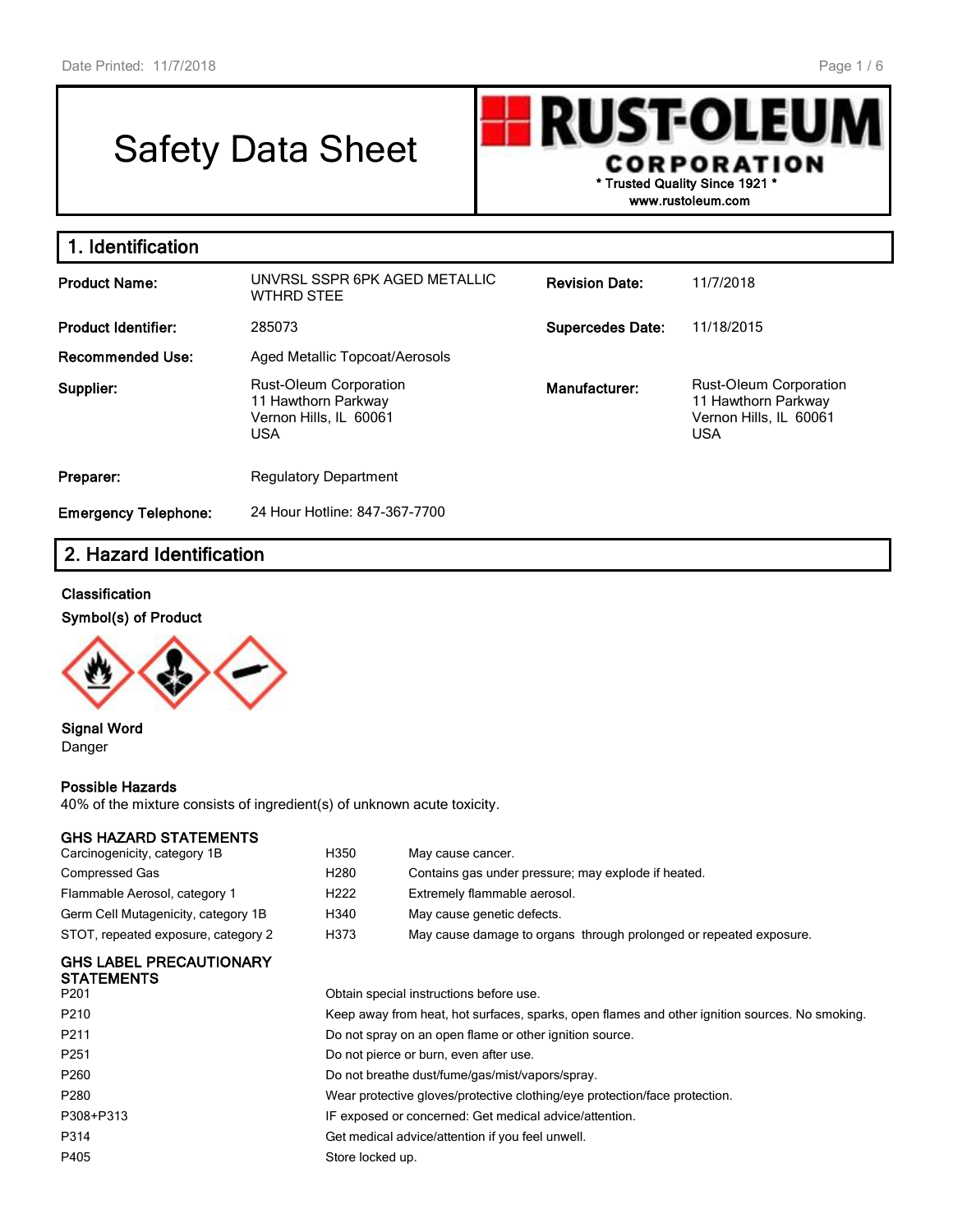# Safety Data Sheet

**RUST-OLEUM CORPORATION**
\* Trusted Quality Since 1921 \*
www.rustoleum.com

## 1. Identification

| | | | |
|---|---|---|---|
| **Product Name:** | UNVRSL SSPR 6PK AGED METALLIC WTHRD STEE | **Revision Date:** | 11/7/2018 |
| **Product Identifier:** | 285073 | **Supercedes Date:** | 11/18/2015 |
| **Recommended Use:** | Aged Metallic Topcoat/Aerosols | | |
| **Supplier:** | Rust-Oleum Corporation<br>11 Hawthorn Parkway<br>Vernon Hills, IL 60061<br>USA | **Manufacturer:** | Rust-Oleum Corporation<br>11 Hawthorn Parkway<br>Vernon Hills, IL 60061<br>USA |
| **Preparer:** | Regulatory Department | | |
| **Emergency Telephone:** | 24 Hour Hotline: 847-367-7700 | | |

## 2. Hazard Identification

### Classification

**Symbol(s) of Product**

**Signal Word**
Danger

**Possible Hazards**
40% of the mixture consists of ingredient(s) of unknown acute toxicity.

### GHS HAZARD STATEMENTS

| | | |
|---|---|---|
| Carcinogenicity, category 1B | H350 | May cause cancer. |
| Compressed Gas | H280 | Contains gas under pressure; may explode if heated. |
| Flammable Aerosol, category 1 | H222 | Extremely flammable aerosol. |
| Germ Cell Mutagenicity, category 1B | H340 | May cause genetic defects. |
| STOT, repeated exposure, category 2 | H373 | May cause damage to organs through prolonged or repeated exposure. |

### GHS LABEL PRECAUTIONARY STATEMENTS

| | |
|---|---|
| P201 | Obtain special instructions before use. |
| P210 | Keep away from heat, hot surfaces, sparks, open flames and other ignition sources. No smoking. |
| P211 | Do not spray on an open flame or other ignition source. |
| P251 | Do not pierce or burn, even after use. |
| P260 | Do not breathe dust/fume/gas/mist/vapors/spray. |
| P280 | Wear protective gloves/protective clothing/eye protection/face protection. |
| P308+P313 | IF exposed or concerned: Get medical advice/attention. |
| P314 | Get medical advice/attention if you feel unwell. |
| P405 | Store locked up. |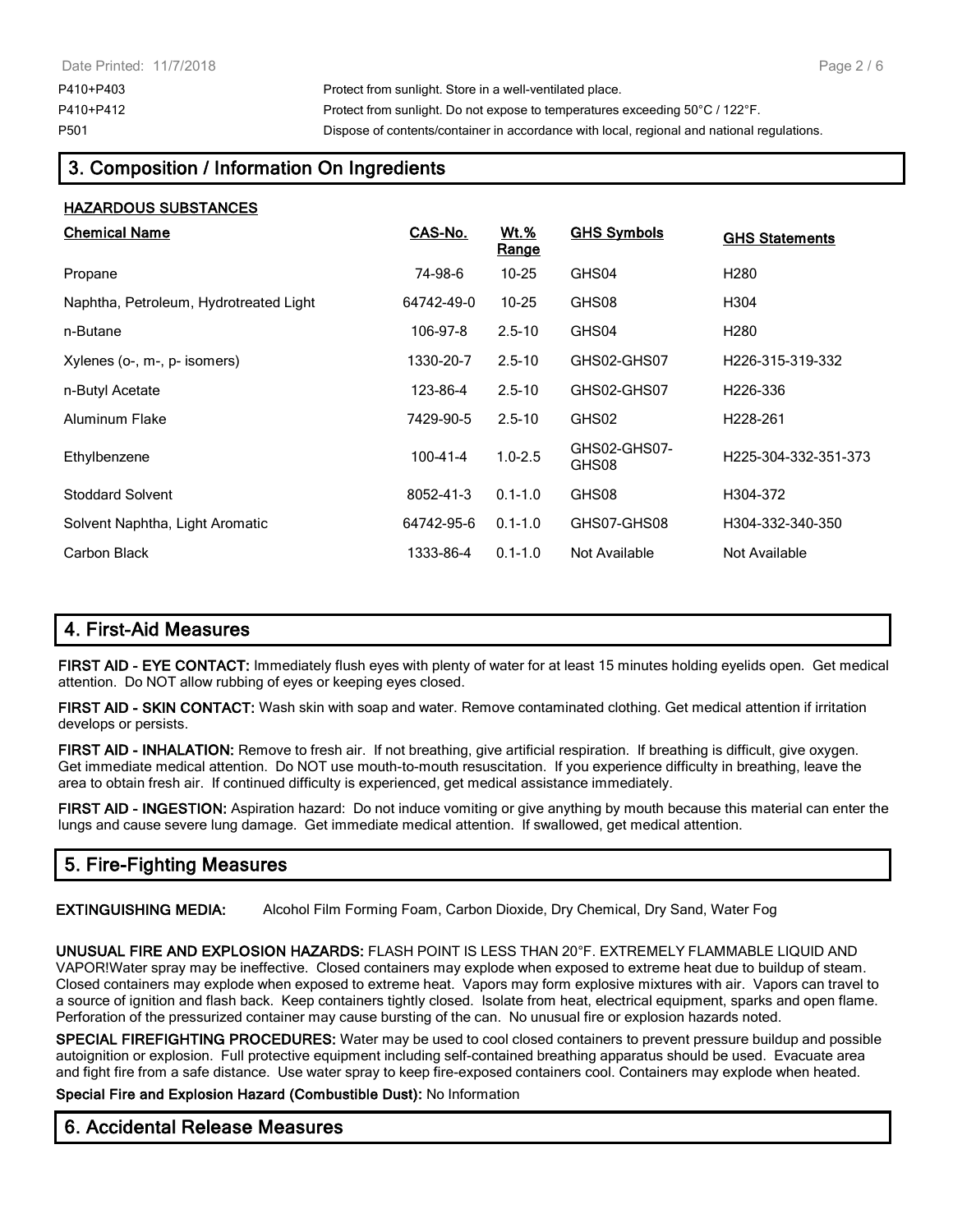| | |
|---|---|
| P410+P403 | Protect from sunlight. Store in a well-ventilated place. |
| P410+P412 | Protect from sunlight. Do not expose to temperatures exceeding 50°C / 122°F. |
| P501 | Dispose of contents/container in accordance with local, regional and national regulations. |

## 3. Composition / Information On Ingredients

**HAZARDOUS SUBSTANCES**

| Chemical Name | CAS-No. | Wt.% Range | GHS Symbols | GHS Statements |
|---|---|---|---|---|
| Propane | 74-98-6 | 10-25 | GHS04 | H280 |
| Naphtha, Petroleum, Hydrotreated Light | 64742-49-0 | 10-25 | GHS08 | H304 |
| n-Butane | 106-97-8 | 2.5-10 | GHS04 | H280 |
| Xylenes (o-, m-, p- isomers) | 1330-20-7 | 2.5-10 | GHS02-GHS07 | H226-315-319-332 |
| n-Butyl Acetate | 123-86-4 | 2.5-10 | GHS02-GHS07 | H226-336 |
| Aluminum Flake | 7429-90-5 | 2.5-10 | GHS02 | H228-261 |
| Ethylbenzene | 100-41-4 | 1.0-2.5 | GHS02-GHS07-GHS08 | H225-304-332-351-373 |
| Stoddard Solvent | 8052-41-3 | 0.1-1.0 | GHS08 | H304-372 |
| Solvent Naphtha, Light Aromatic | 64742-95-6 | 0.1-1.0 | GHS07-GHS08 | H304-332-340-350 |
| Carbon Black | 1333-86-4 | 0.1-1.0 | Not Available | Not Available |

## 4. First-Aid Measures

**FIRST AID - EYE CONTACT:** Immediately flush eyes with plenty of water for at least 15 minutes holding eyelids open. Get medical attention. Do NOT allow rubbing of eyes or keeping eyes closed.

**FIRST AID - SKIN CONTACT:** Wash skin with soap and water. Remove contaminated clothing. Get medical attention if irritation develops or persists.

**FIRST AID - INHALATION:** Remove to fresh air. If not breathing, give artificial respiration. If breathing is difficult, give oxygen. Get immediate medical attention. Do NOT use mouth-to-mouth resuscitation. If you experience difficulty in breathing, leave the area to obtain fresh air. If continued difficulty is experienced, get medical assistance immediately.

**FIRST AID - INGESTION:** Aspiration hazard: Do not induce vomiting or give anything by mouth because this material can enter the lungs and cause severe lung damage. Get immediate medical attention. If swallowed, get medical attention.

## 5. Fire-Fighting Measures

**EXTINGUISHING MEDIA:** Alcohol Film Forming Foam, Carbon Dioxide, Dry Chemical, Dry Sand, Water Fog

**UNUSUAL FIRE AND EXPLOSION HAZARDS:** FLASH POINT IS LESS THAN 20°F. EXTREMELY FLAMMABLE LIQUID AND VAPOR!Water spray may be ineffective. Closed containers may explode when exposed to extreme heat due to buildup of steam. Closed containers may explode when exposed to extreme heat. Vapors may form explosive mixtures with air. Vapors can travel to a source of ignition and flash back. Keep containers tightly closed. Isolate from heat, electrical equipment, sparks and open flame. Perforation of the pressurized container may cause bursting of the can. No unusual fire or explosion hazards noted.

**SPECIAL FIREFIGHTING PROCEDURES:** Water may be used to cool closed containers to prevent pressure buildup and possible autoignition or explosion. Full protective equipment including self-contained breathing apparatus should be used. Evacuate area and fight fire from a safe distance. Use water spray to keep fire-exposed containers cool. Containers may explode when heated.

**Special Fire and Explosion Hazard (Combustible Dust):** No Information

## 6. Accidental Release Measures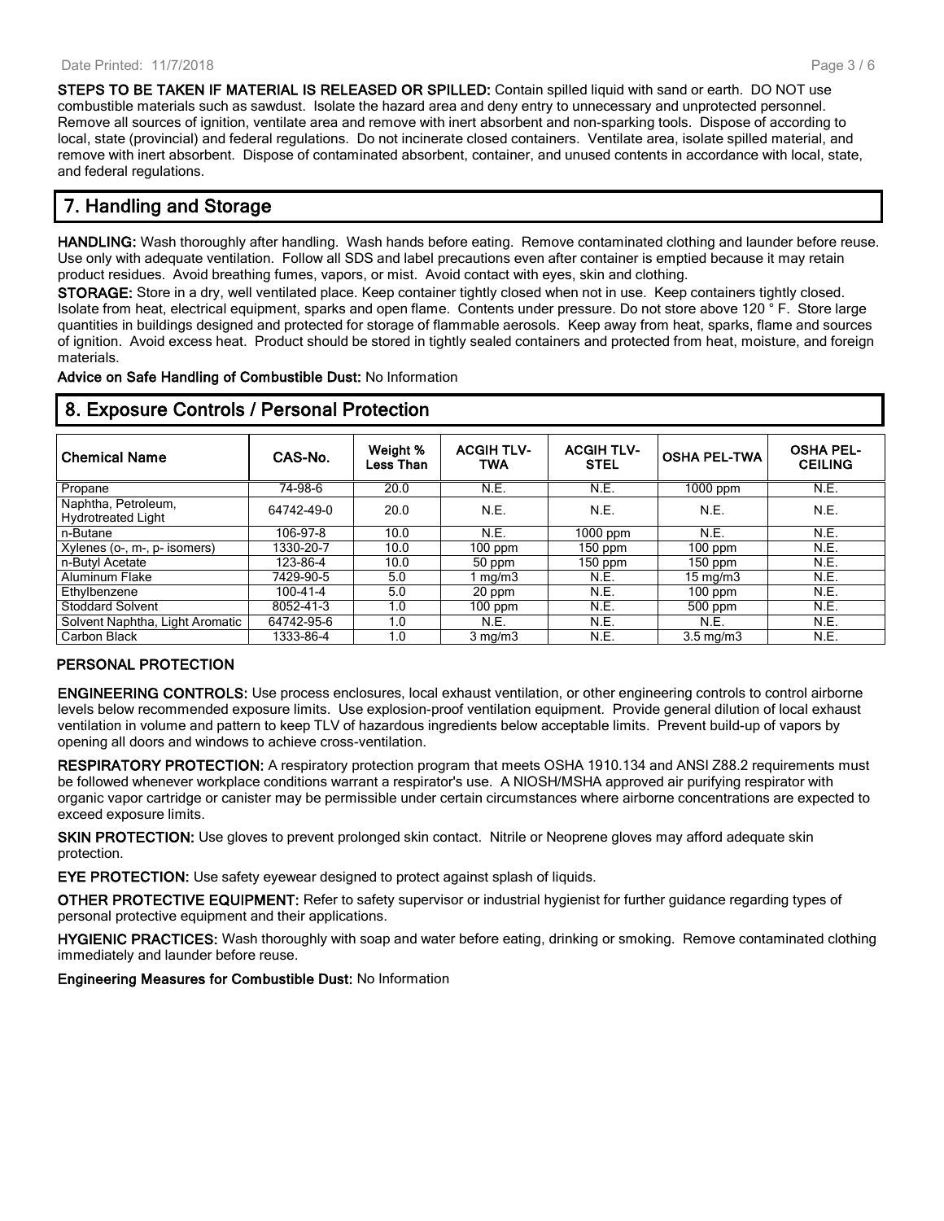**STEPS TO BE TAKEN IF MATERIAL IS RELEASED OR SPILLED:** Contain spilled liquid with sand or earth. DO NOT use combustible materials such as sawdust. Isolate the hazard area and deny entry to unnecessary and unprotected personnel. Remove all sources of ignition, ventilate area and remove with inert absorbent and non-sparking tools. Dispose of according to local, state (provincial) and federal regulations. Do not incinerate closed containers. Ventilate area, isolate spilled material, and remove with inert absorbent. Dispose of contaminated absorbent, container, and unused contents in accordance with local, state, and federal regulations.

## 7. Handling and Storage

**HANDLING:** Wash thoroughly after handling. Wash hands before eating. Remove contaminated clothing and launder before reuse. Use only with adequate ventilation. Follow all SDS and label precautions even after container is emptied because it may retain product residues. Avoid breathing fumes, vapors, or mist. Avoid contact with eyes, skin and clothing.

**STORAGE:** Store in a dry, well ventilated place. Keep container tightly closed when not in use. Keep containers tightly closed. Isolate from heat, electrical equipment, sparks and open flame. Contents under pressure. Do not store above 120 ° F. Store large quantities in buildings designed and protected for storage of flammable aerosols. Keep away from heat, sparks, flame and sources of ignition. Avoid excess heat. Product should be stored in tightly sealed containers and protected from heat, moisture, and foreign materials.

**Advice on Safe Handling of Combustible Dust:** No Information

## 8. Exposure Controls / Personal Protection

| Chemical Name | CAS-No. | Weight % Less Than | ACGIH TLV-TWA | ACGIH TLV-STEL | OSHA PEL-TWA | OSHA PEL-CEILING |
|---|---|---|---|---|---|---|
| Propane | 74-98-6 | 20.0 | N.E. | N.E. | 1000 ppm | N.E. |
| Naphtha, Petroleum, Hydrotreated Light | 64742-49-0 | 20.0 | N.E. | N.E. | N.E. | N.E. |
| n-Butane | 106-97-8 | 10.0 | N.E. | 1000 ppm | N.E. | N.E. |
| Xylenes (o-, m-, p- isomers) | 1330-20-7 | 10.0 | 100 ppm | 150 ppm | 100 ppm | N.E. |
| n-Butyl Acetate | 123-86-4 | 10.0 | 50 ppm | 150 ppm | 150 ppm | N.E. |
| Aluminum Flake | 7429-90-5 | 5.0 | 1 mg/m3 | N.E. | 15 mg/m3 | N.E. |
| Ethylbenzene | 100-41-4 | 5.0 | 20 ppm | N.E. | 100 ppm | N.E. |
| Stoddard Solvent | 8052-41-3 | 1.0 | 100 ppm | N.E. | 500 ppm | N.E. |
| Solvent Naphtha, Light Aromatic | 64742-95-6 | 1.0 | N.E. | N.E. | N.E. | N.E. |
| Carbon Black | 1333-86-4 | 1.0 | 3 mg/m3 | N.E. | 3.5 mg/m3 | N.E. |

### PERSONAL PROTECTION

**ENGINEERING CONTROLS:** Use process enclosures, local exhaust ventilation, or other engineering controls to control airborne levels below recommended exposure limits. Use explosion-proof ventilation equipment. Provide general dilution of local exhaust ventilation in volume and pattern to keep TLV of hazardous ingredients below acceptable limits. Prevent build-up of vapors by opening all doors and windows to achieve cross-ventilation.

**RESPIRATORY PROTECTION:** A respiratory protection program that meets OSHA 1910.134 and ANSI Z88.2 requirements must be followed whenever workplace conditions warrant a respirator's use. A NIOSH/MSHA approved air purifying respirator with organic vapor cartridge or canister may be permissible under certain circumstances where airborne concentrations are expected to exceed exposure limits.

**SKIN PROTECTION:** Use gloves to prevent prolonged skin contact. Nitrile or Neoprene gloves may afford adequate skin protection.

**EYE PROTECTION:** Use safety eyewear designed to protect against splash of liquids.

**OTHER PROTECTIVE EQUIPMENT:** Refer to safety supervisor or industrial hygienist for further guidance regarding types of personal protective equipment and their applications.

**HYGIENIC PRACTICES:** Wash thoroughly with soap and water before eating, drinking or smoking. Remove contaminated clothing immediately and launder before reuse.

**Engineering Measures for Combustible Dust:** No Information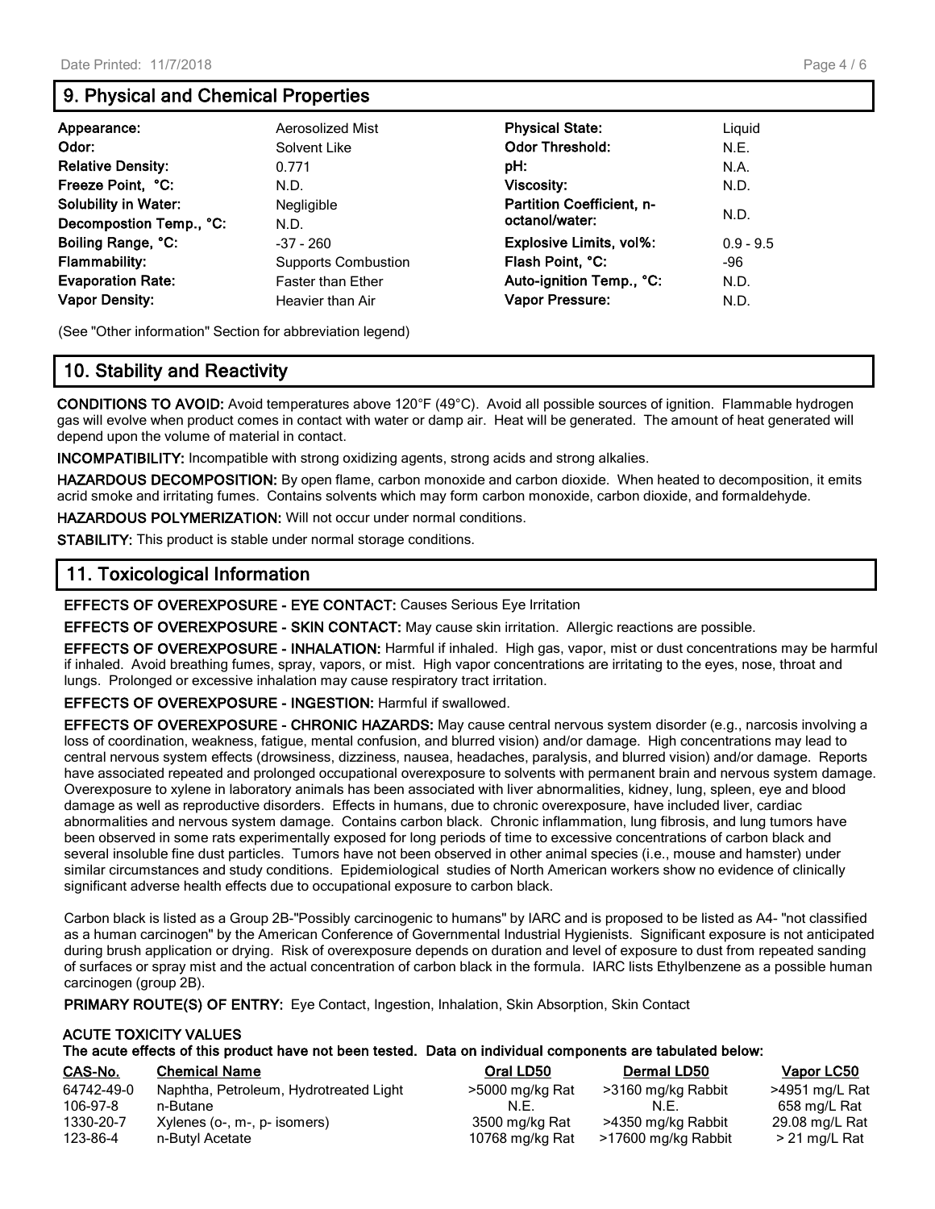## 9. Physical and Chemical Properties

| Property | Value | Property | Value |
|---|---|---|---|
| **Appearance:** | Aerosolized Mist | **Physical State:** | Liquid |
| **Odor:** | Solvent Like | **Odor Threshold:** | N.E. |
| **Relative Density:** | 0.771 | **pH:** | N.A. |
| **Freeze Point, °C:** | N.D. | **Viscosity:** | N.D. |
| **Solubility in Water:** | Negligible | **Partition Coefficient, n-octanol/water:** | N.D. |
| **Decompostion Temp., °C:** | N.D. | | |
| **Boiling Range, °C:** | -37 - 260 | **Explosive Limits, vol%:** | 0.9 - 9.5 |
| **Flammability:** | Supports Combustion | **Flash Point, °C:** | -96 |
| **Evaporation Rate:** | Faster than Ether | **Auto-ignition Temp., °C:** | N.D. |
| **Vapor Density:** | Heavier than Air | **Vapor Pressure:** | N.D. |

(See "Other information" Section for abbreviation legend)

## 10. Stability and Reactivity

**CONDITIONS TO AVOID:** Avoid temperatures above 120°F (49°C). Avoid all possible sources of ignition. Flammable hydrogen gas will evolve when product comes in contact with water or damp air. Heat will be generated. The amount of heat generated will depend upon the volume of material in contact.

**INCOMPATIBILITY:** Incompatible with strong oxidizing agents, strong acids and strong alkalies.

**HAZARDOUS DECOMPOSITION:** By open flame, carbon monoxide and carbon dioxide. When heated to decomposition, it emits acrid smoke and irritating fumes. Contains solvents which may form carbon monoxide, carbon dioxide, and formaldehyde.

**HAZARDOUS POLYMERIZATION:** Will not occur under normal conditions.

**STABILITY:** This product is stable under normal storage conditions.

## 11. Toxicological Information

**EFFECTS OF OVEREXPOSURE - EYE CONTACT:** Causes Serious Eye Irritation

**EFFECTS OF OVEREXPOSURE - SKIN CONTACT:** May cause skin irritation. Allergic reactions are possible.

**EFFECTS OF OVEREXPOSURE - INHALATION:** Harmful if inhaled. High gas, vapor, mist or dust concentrations may be harmful if inhaled. Avoid breathing fumes, spray, vapors, or mist. High vapor concentrations are irritating to the eyes, nose, throat and lungs. Prolonged or excessive inhalation may cause respiratory tract irritation.

**EFFECTS OF OVEREXPOSURE - INGESTION:** Harmful if swallowed.

**EFFECTS OF OVEREXPOSURE - CHRONIC HAZARDS:** May cause central nervous system disorder (e.g., narcosis involving a loss of coordination, weakness, fatigue, mental confusion, and blurred vision) and/or damage. High concentrations may lead to central nervous system effects (drowsiness, dizziness, nausea, headaches, paralysis, and blurred vision) and/or damage. Reports have associated repeated and prolonged occupational overexposure to solvents with permanent brain and nervous system damage. Overexposure to xylene in laboratory animals has been associated with liver abnormalities, kidney, lung, spleen, eye and blood damage as well as reproductive disorders. Effects in humans, due to chronic overexposure, have included liver, cardiac abnormalities and nervous system damage. Contains carbon black. Chronic inflammation, lung fibrosis, and lung tumors have been observed in some rats experimentally exposed for long periods of time to excessive concentrations of carbon black and several insoluble fine dust particles. Tumors have not been observed in other animal species (i.e., mouse and hamster) under similar circumstances and study conditions. Epidemiological studies of North American workers show no evidence of clinically significant adverse health effects due to occupational exposure to carbon black.

Carbon black is listed as a Group 2B-"Possibly carcinogenic to humans" by IARC and is proposed to be listed as A4- "not classified as a human carcinogen" by the American Conference of Governmental Industrial Hygienists. Significant exposure is not anticipated during brush application or drying. Risk of overexposure depends on duration and level of exposure to dust from repeated sanding of surfaces or spray mist and the actual concentration of carbon black in the formula. IARC lists Ethylbenzene as a possible human carcinogen (group 2B).

**PRIMARY ROUTE(S) OF ENTRY:** Eye Contact, Ingestion, Inhalation, Skin Absorption, Skin Contact

**ACUTE TOXICITY VALUES**
**The acute effects of this product have not been tested. Data on individual components are tabulated below:**

| CAS-No. | Chemical Name | Oral LD50 | Dermal LD50 | Vapor LC50 |
|---|---|---|---|---|
| 64742-49-0 | Naphtha, Petroleum, Hydrotreated Light | >5000 mg/kg Rat | >3160 mg/kg Rabbit | >4951 mg/L Rat |
| 106-97-8 | n-Butane | N.E. | N.E. | 658 mg/L Rat |
| 1330-20-7 | Xylenes (o-, m-, p- isomers) | 3500 mg/kg Rat | >4350 mg/kg Rabbit | 29.08 mg/L Rat |
| 123-86-4 | n-Butyl Acetate | 10768 mg/kg Rat | >17600 mg/kg Rabbit | > 21 mg/L Rat |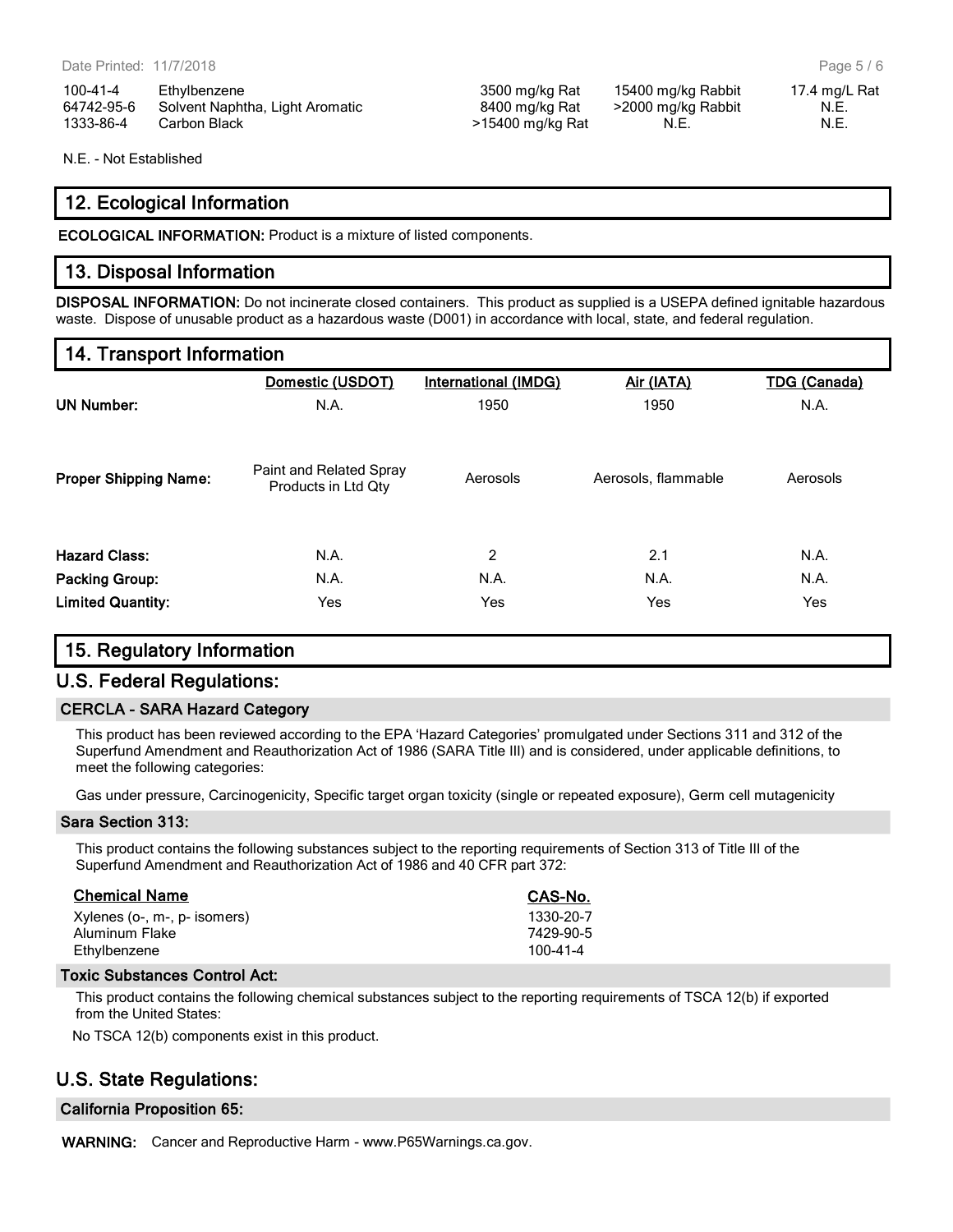| | | | | |
|---|---|---|---|---|
| 100-41-4 | Ethylbenzene | 3500 mg/kg Rat | 15400 mg/kg Rabbit | 17.4 mg/L Rat |
| 64742-95-6 | Solvent Naphtha, Light Aromatic | 8400 mg/kg Rat | >2000 mg/kg Rabbit | N.E. |
| 1333-86-4 | Carbon Black | >15400 mg/kg Rat | N.E. | N.E. |

N.E. - Not Established

## 12. Ecological Information

**ECOLOGICAL INFORMATION:** Product is a mixture of listed components.

## 13. Disposal Information

**DISPOSAL INFORMATION:** Do not incinerate closed containers. This product as supplied is a USEPA defined ignitable hazardous waste. Dispose of unusable product as a hazardous waste (D001) in accordance with local, state, and federal regulation.

## 14. Transport Information

| | Domestic (USDOT) | International (IMDG) | Air (IATA) | TDG (Canada) |
|---|---|---|---|---|
| **UN Number:** | N.A. | 1950 | 1950 | N.A. |
| **Proper Shipping Name:** | Paint and Related Spray Products in Ltd Qty | Aerosols | Aerosols, flammable | Aerosols |
| **Hazard Class:** | N.A. | 2 | 2.1 | N.A. |
| **Packing Group:** | N.A. | N.A. | N.A. | N.A. |
| **Limited Quantity:** | Yes | Yes | Yes | Yes |

## 15. Regulatory Information

## U.S. Federal Regulations:

### CERCLA - SARA Hazard Category

This product has been reviewed according to the EPA 'Hazard Categories' promulgated under Sections 311 and 312 of the Superfund Amendment and Reauthorization Act of 1986 (SARA Title III) and is considered, under applicable definitions, to meet the following categories:

Gas under pressure, Carcinogenicity, Specific target organ toxicity (single or repeated exposure), Germ cell mutagenicity

### Sara Section 313:

This product contains the following substances subject to the reporting requirements of Section 313 of Title III of the Superfund Amendment and Reauthorization Act of 1986 and 40 CFR part 372:

| Chemical Name | CAS-No. |
|---|---|
| Xylenes (o-, m-, p- isomers) | 1330-20-7 |
| Aluminum Flake | 7429-90-5 |
| Ethylbenzene | 100-41-4 |

### Toxic Substances Control Act:

This product contains the following chemical substances subject to the reporting requirements of TSCA 12(b) if exported from the United States:

No TSCA 12(b) components exist in this product.

## U.S. State Regulations:

### California Proposition 65:

**WARNING:** Cancer and Reproductive Harm - www.P65Warnings.ca.gov.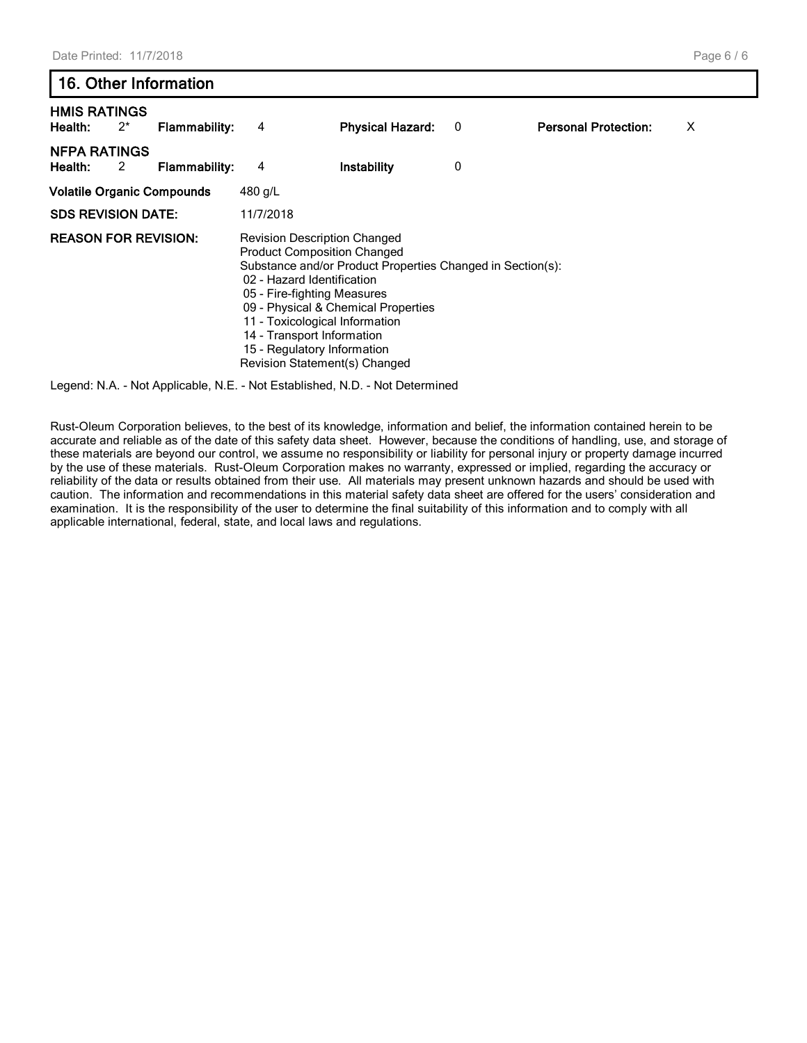## 16. Other Information

**HMIS RATINGS**

| | | | | | | | |
|---|---|---|---|---|---|---|---|
| **Health:** | 2* | **Flammability:** | 4 | **Physical Hazard:** | 0 | **Personal Protection:** | X |

**NFPA RATINGS**

| | | | | | |
|---|---|---|---|---|---|
| **Health:** | 2 | **Flammability:** | 4 | **Instability** | 0 |

**Volatile Organic Compounds** 480 g/L

**SDS REVISION DATE:** 11/7/2018

**REASON FOR REVISION:**

Revision Description Changed
Product Composition Changed
Substance and/or Product Properties Changed in Section(s):
- 02 - Hazard Identification
- 05 - Fire-fighting Measures
- 09 - Physical & Chemical Properties
- 11 - Toxicological Information
- 14 - Transport Information
- 15 - Regulatory Information

Revision Statement(s) Changed

Legend: N.A. - Not Applicable, N.E. - Not Established, N.D. - Not Determined

Rust-Oleum Corporation believes, to the best of its knowledge, information and belief, the information contained herein to be accurate and reliable as of the date of this safety data sheet. However, because the conditions of handling, use, and storage of these materials are beyond our control, we assume no responsibility or liability for personal injury or property damage incurred by the use of these materials. Rust-Oleum Corporation makes no warranty, expressed or implied, regarding the accuracy or reliability of the data or results obtained from their use. All materials may present unknown hazards and should be used with caution. The information and recommendations in this material safety data sheet are offered for the users' consideration and examination. It is the responsibility of the user to determine the final suitability of this information and to comply with all applicable international, federal, state, and local laws and regulations.